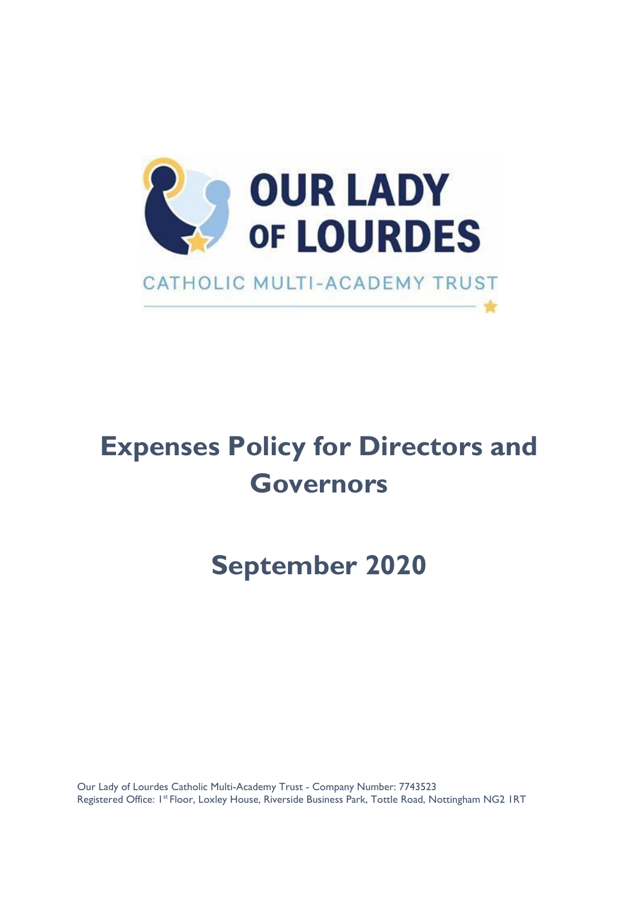OUR LADY OF LOURDES

CATHOLIC MULTI-ACADEMY TRUST

# Expenses Policy for Directors and Governors

# September 2020

Our Lady of Lourdes Catholic Multi-Academy Trust - Company Number: 7743523
Registered Office: 1st Floor, Loxley House, Riverside Business Park, Tottle Road, Nottingham NG2 1RT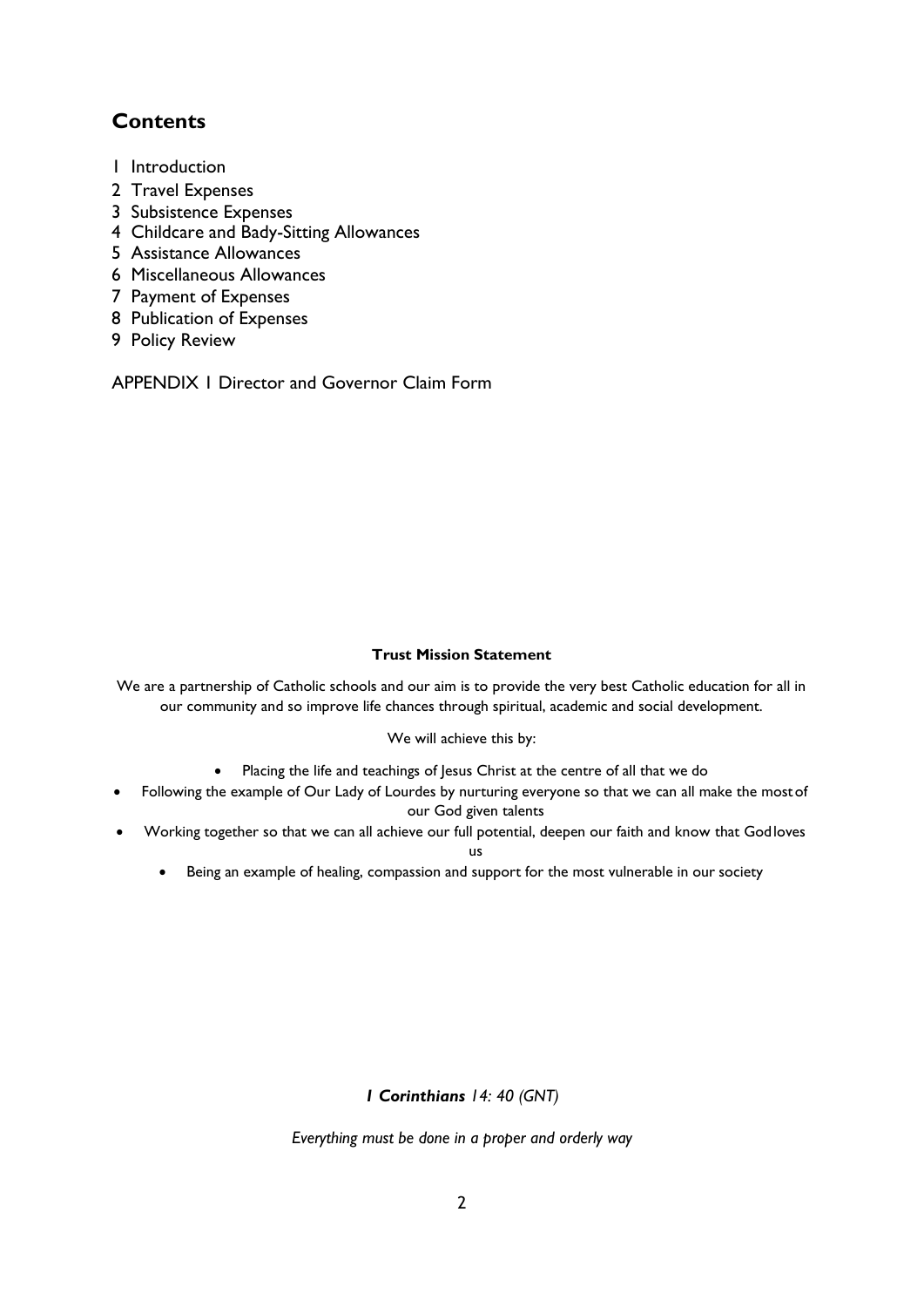## Contents

1 Introduction
2 Travel Expenses
3 Subsistence Expenses
4 Childcare and Bady-Sitting Allowances
5 Assistance Allowances
6 Miscellaneous Allowances
7 Payment of Expenses
8 Publication of Expenses
9 Policy Review

APPENDIX 1 Director and Governor Claim Form

**Trust Mission Statement**

We are a partnership of Catholic schools and our aim is to provide the very best Catholic education for all in our community and so improve life chances through spiritual, academic and social development.

We will achieve this by:

- Placing the life and teachings of Jesus Christ at the centre of all that we do
- Following the example of Our Lady of Lourdes by nurturing everyone so that we can all make the most of our God given talents
- Working together so that we can all achieve our full potential, deepen our faith and know that God loves us
- Being an example of healing, compassion and support for the most vulnerable in our society

***1 Corinthians** 14: 40 (GNT)*

*Everything must be done in a proper and orderly way*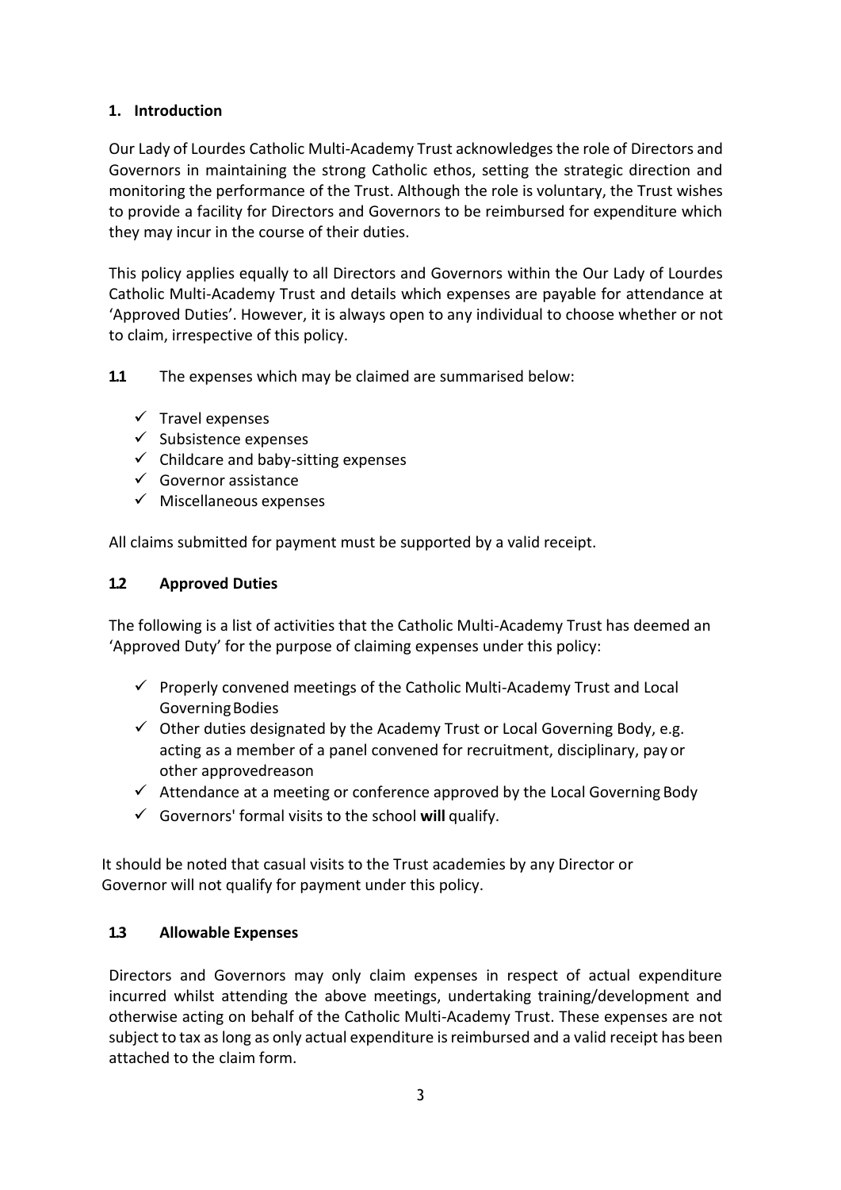## 1. Introduction

Our Lady of Lourdes Catholic Multi-Academy Trust acknowledges the role of Directors and Governors in maintaining the strong Catholic ethos, setting the strategic direction and monitoring the performance of the Trust. Although the role is voluntary, the Trust wishes to provide a facility for Directors and Governors to be reimbursed for expenditure which they may incur in the course of their duties.

This policy applies equally to all Directors and Governors within the Our Lady of Lourdes Catholic Multi-Academy Trust and details which expenses are payable for attendance at 'Approved Duties'. However, it is always open to any individual to choose whether or not to claim, irrespective of this policy.

**1.1** The expenses which may be claimed are summarised below:

- ✓ Travel expenses
- ✓ Subsistence expenses
- ✓ Childcare and baby-sitting expenses
- ✓ Governor assistance
- ✓ Miscellaneous expenses

All claims submitted for payment must be supported by a valid receipt.

### 1.2 Approved Duties

The following is a list of activities that the Catholic Multi-Academy Trust has deemed an 'Approved Duty' for the purpose of claiming expenses under this policy:

- ✓ Properly convened meetings of the Catholic Multi-Academy Trust and Local Governing Bodies
- ✓ Other duties designated by the Academy Trust or Local Governing Body, e.g. acting as a member of a panel convened for recruitment, disciplinary, pay or other approvedreason
- ✓ Attendance at a meeting or conference approved by the Local Governing Body
- ✓ Governors' formal visits to the school **will** qualify.

It should be noted that casual visits to the Trust academies by any Director or Governor will not qualify for payment under this policy.

### 1.3 Allowable Expenses

Directors and Governors may only claim expenses in respect of actual expenditure incurred whilst attending the above meetings, undertaking training/development and otherwise acting on behalf of the Catholic Multi-Academy Trust. These expenses are not subject to tax as long as only actual expenditure is reimbursed and a valid receipt has been attached to the claim form.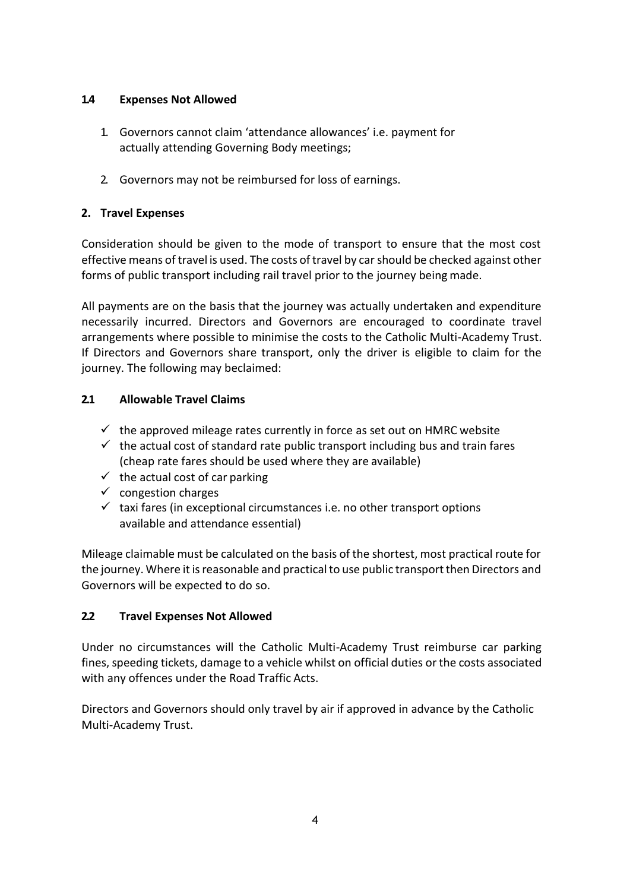### 1.4 Expenses Not Allowed

1. Governors cannot claim 'attendance allowances' i.e. payment for actually attending Governing Body meetings;
2. Governors may not be reimbursed for loss of earnings.

## 2. Travel Expenses

Consideration should be given to the mode of transport to ensure that the most cost effective means of travel is used. The costs of travel by car should be checked against other forms of public transport including rail travel prior to the journey being made.

All payments are on the basis that the journey was actually undertaken and expenditure necessarily incurred. Directors and Governors are encouraged to coordinate travel arrangements where possible to minimise the costs to the Catholic Multi-Academy Trust. If Directors and Governors share transport, only the driver is eligible to claim for the journey. The following may beclaimed:

### 2.1 Allowable Travel Claims

- ✓ the approved mileage rates currently in force as set out on HMRC website
- ✓ the actual cost of standard rate public transport including bus and train fares (cheap rate fares should be used where they are available)
- ✓ the actual cost of car parking
- ✓ congestion charges
- ✓ taxi fares (in exceptional circumstances i.e. no other transport options available and attendance essential)

Mileage claimable must be calculated on the basis of the shortest, most practical route for the journey. Where it is reasonable and practical to use public transport then Directors and Governors will be expected to do so.

### 2.2 Travel Expenses Not Allowed

Under no circumstances will the Catholic Multi-Academy Trust reimburse car parking fines, speeding tickets, damage to a vehicle whilst on official duties or the costs associated with any offences under the Road Traffic Acts.

Directors and Governors should only travel by air if approved in advance by the Catholic Multi-Academy Trust.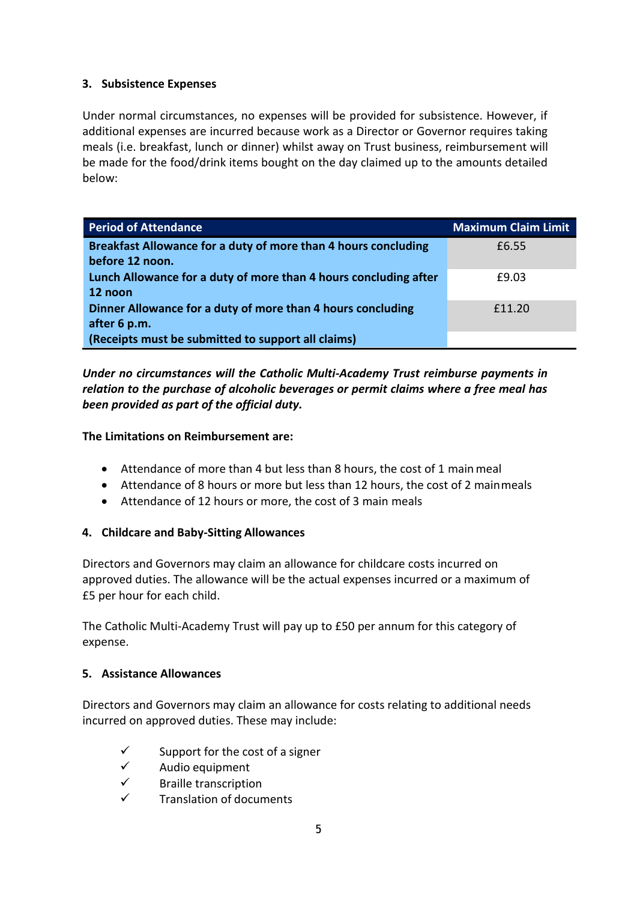### 3. Subsistence Expenses

Under normal circumstances, no expenses will be provided for subsistence. However, if additional expenses are incurred because work as a Director or Governor requires taking meals (i.e. breakfast, lunch or dinner) whilst away on Trust business, reimbursement will be made for the food/drink items bought on the day claimed up to the amounts detailed below:

| Period of Attendance | Maximum Claim Limit |
|---|---|
| **Breakfast Allowance for a duty of more than 4 hours concluding before 12 noon.** | £6.55 |
| **Lunch Allowance for a duty of more than 4 hours concluding after 12 noon** | £9.03 |
| **Dinner Allowance for a duty of more than 4 hours concluding after 6 p.m.** | £11.20 |
| **(Receipts must be submitted to support all claims)** | |

***Under no circumstances will the Catholic Multi-Academy Trust reimburse payments in relation to the purchase of alcoholic beverages or permit claims where a free meal has been provided as part of the official duty.***

**The Limitations on Reimbursement are:**

- Attendance of more than 4 but less than 8 hours, the cost of 1 main meal
- Attendance of 8 hours or more but less than 12 hours, the cost of 2 main meals
- Attendance of 12 hours or more, the cost of 3 main meals

### 4. Childcare and Baby-Sitting Allowances

Directors and Governors may claim an allowance for childcare costs incurred on approved duties. The allowance will be the actual expenses incurred or a maximum of £5 per hour for each child.

The Catholic Multi-Academy Trust will pay up to £50 per annum for this category of expense.

### 5. Assistance Allowances

Directors and Governors may claim an allowance for costs relating to additional needs incurred on approved duties. These may include:

- ✓ Support for the cost of a signer
- ✓ Audio equipment
- ✓ Braille transcription
- ✓ Translation of documents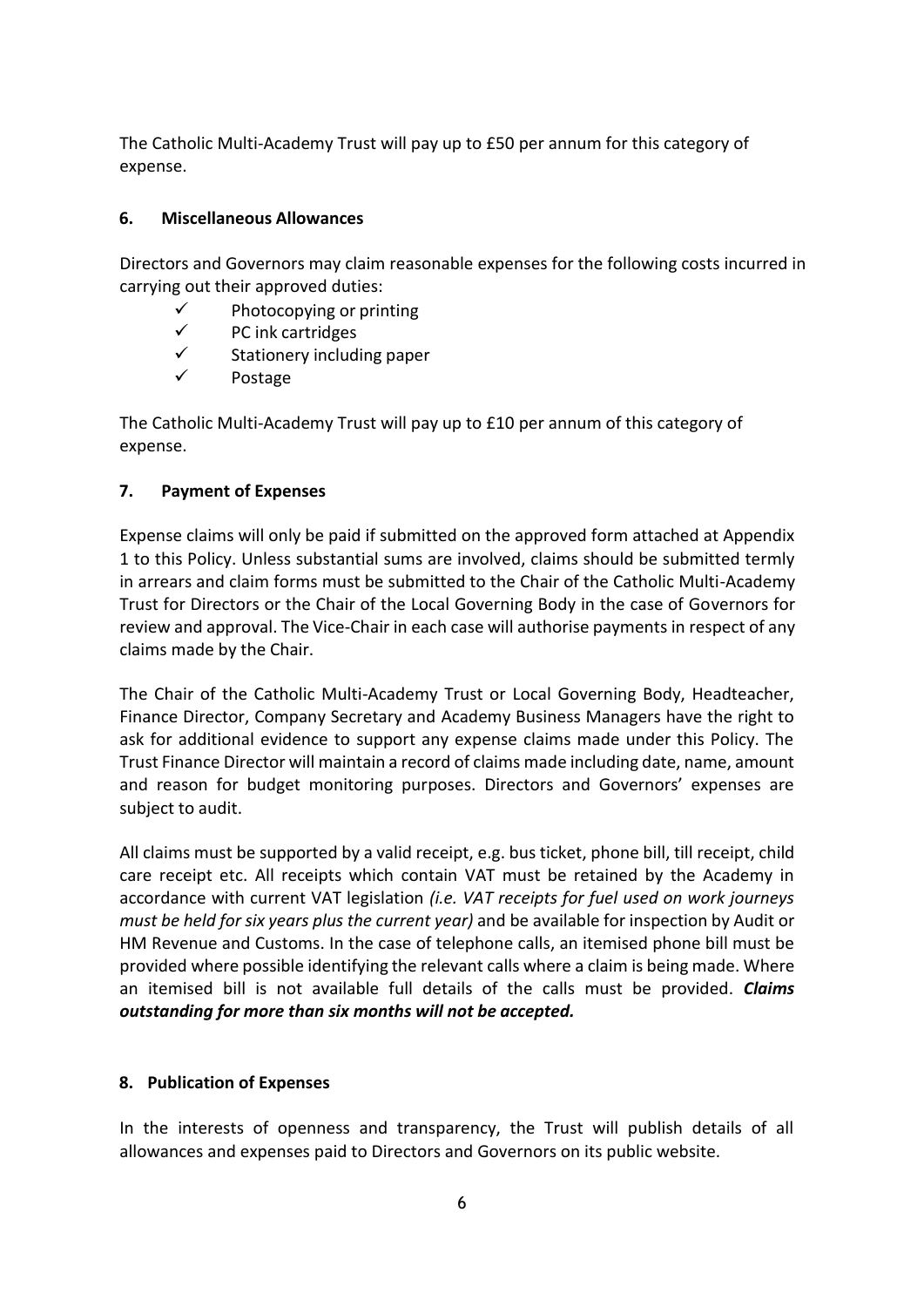The Catholic Multi-Academy Trust will pay up to £50 per annum for this category of expense.

### 6. Miscellaneous Allowances

Directors and Governors may claim reasonable expenses for the following costs incurred in carrying out their approved duties:

- ✓ Photocopying or printing
- ✓ PC ink cartridges
- ✓ Stationery including paper
- ✓ Postage

The Catholic Multi-Academy Trust will pay up to £10 per annum of this category of expense.

### 7. Payment of Expenses

Expense claims will only be paid if submitted on the approved form attached at Appendix 1 to this Policy. Unless substantial sums are involved, claims should be submitted termly in arrears and claim forms must be submitted to the Chair of the Catholic Multi-Academy Trust for Directors or the Chair of the Local Governing Body in the case of Governors for review and approval. The Vice-Chair in each case will authorise payments in respect of any claims made by the Chair.

The Chair of the Catholic Multi-Academy Trust or Local Governing Body, Headteacher, Finance Director, Company Secretary and Academy Business Managers have the right to ask for additional evidence to support any expense claims made under this Policy. The Trust Finance Director will maintain a record of claims made including date, name, amount and reason for budget monitoring purposes. Directors and Governors' expenses are subject to audit.

All claims must be supported by a valid receipt, e.g. bus ticket, phone bill, till receipt, child care receipt etc. All receipts which contain VAT must be retained by the Academy in accordance with current VAT legislation *(i.e. VAT receipts for fuel used on work journeys must be held for six years plus the current year)* and be available for inspection by Audit or HM Revenue and Customs. In the case of telephone calls, an itemised phone bill must be provided where possible identifying the relevant calls where a claim is being made. Where an itemised bill is not available full details of the calls must be provided. ***Claims outstanding for more than six months will not be accepted.***

### 8. Publication of Expenses

In the interests of openness and transparency, the Trust will publish details of all allowances and expenses paid to Directors and Governors on its public website.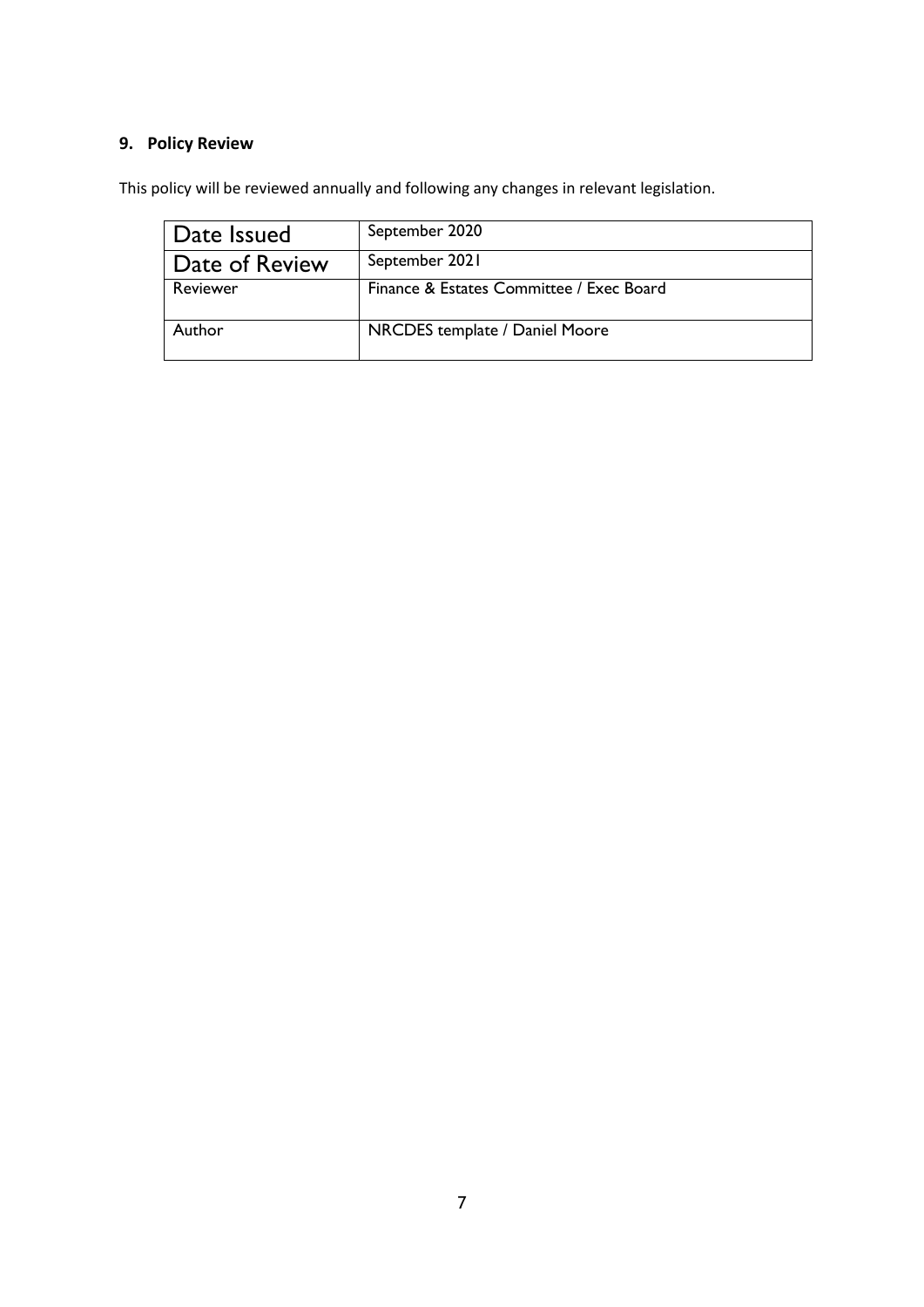## 9. Policy Review

This policy will be reviewed annually and following any changes in relevant legislation.

| | |
|---|---|
| Date Issued | September 2020 |
| Date of Review | September 2021 |
| Reviewer | Finance & Estates Committee / Exec Board |
| Author | NRCDES template / Daniel Moore |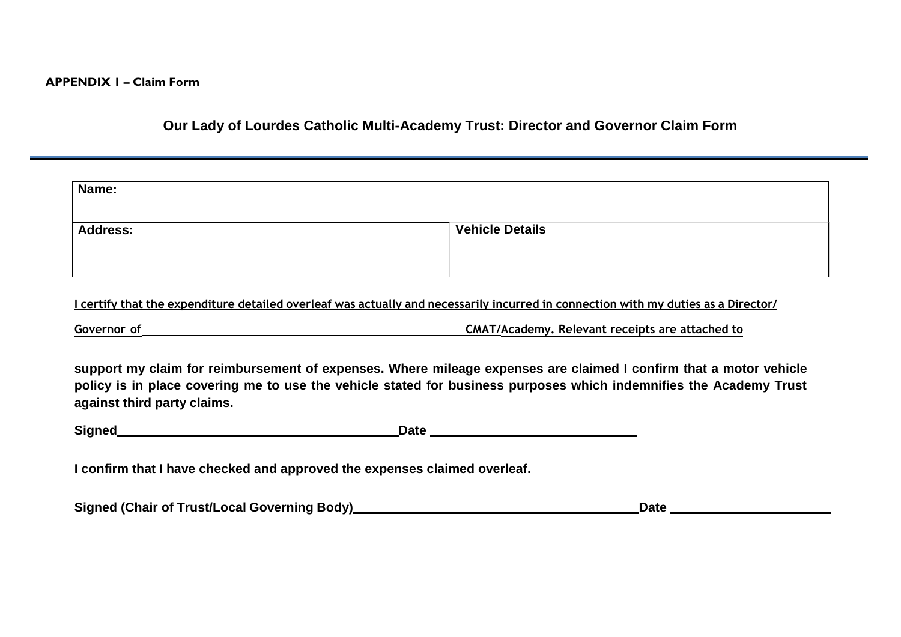**APPENDIX 1 – Claim Form**

## Our Lady of Lourdes Catholic Multi-Academy Trust: Director and Governor Claim Form

| **Name:** | |
|---|---|
| **Address:** | **Vehicle Details** |

I certify that the expenditure detailed overleaf was actually and necessarily incurred in connection with my duties as a Director/

Governor of ______________________________ CMAT/Academy. Relevant receipts are attached to

**support my claim for reimbursement of expenses. Where mileage expenses are claimed I confirm that a motor vehicle policy is in place covering me to use the vehicle stated for business purposes which indemnifies the Academy Trust against third party claims.**

**Signed** ______________________________ **Date** ______________________________

**I confirm that I have checked and approved the expenses claimed overleaf.**

**Signed (Chair of Trust/Local Governing Body)** ______________________________ **Date** ______________________________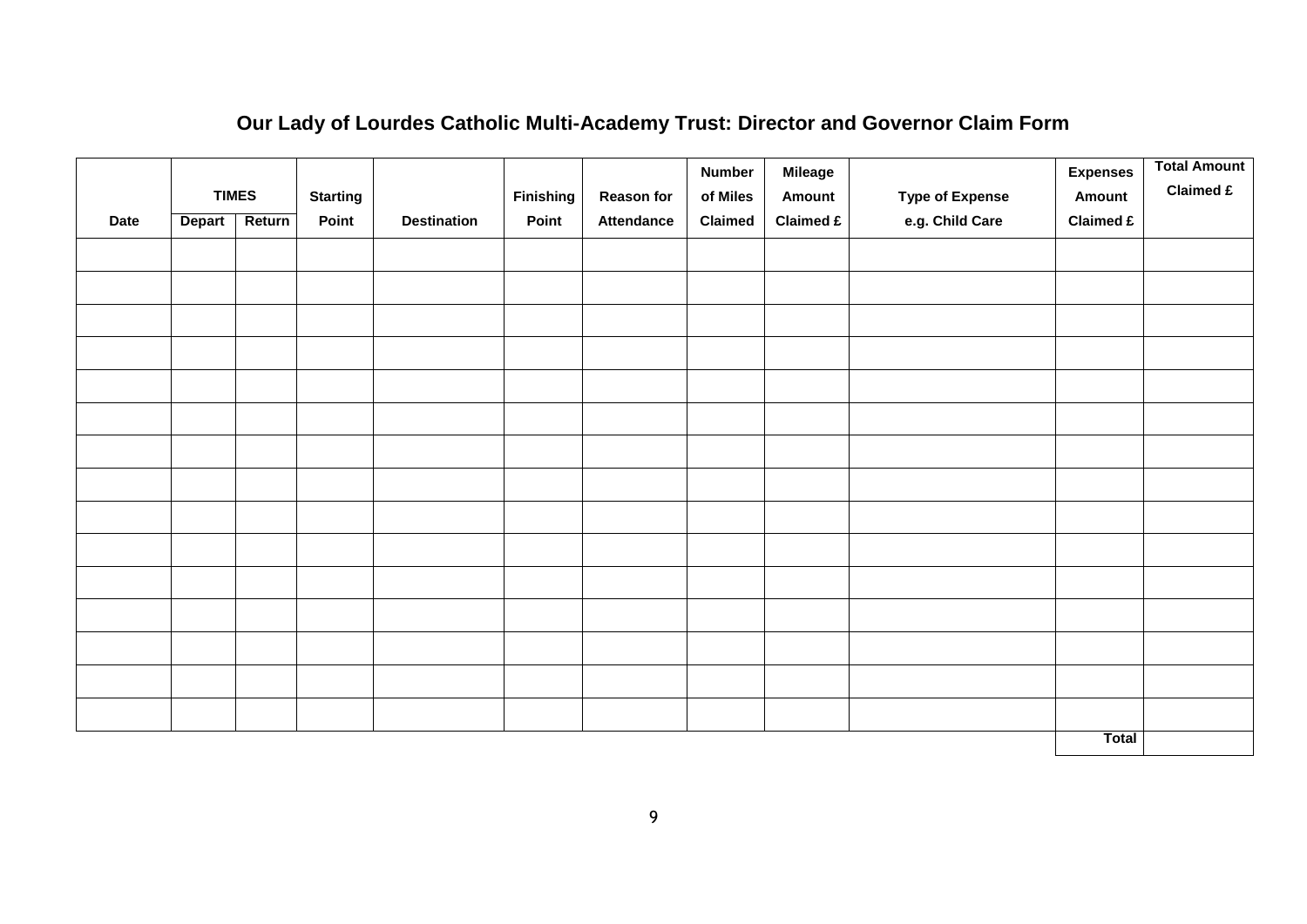# Our Lady of Lourdes Catholic Multi-Academy Trust: Director and Governor Claim Form

| Date | TIMES | | Starting Point | Destination | Finishing Point | Reason for Attendance | Number of Miles Claimed | Mileage Amount Claimed £ | Type of Expense e.g. Child Care | Expenses Amount Claimed £ | Total Amount Claimed £ |
|---|---|---|---|---|---|---|---|---|---|---|---|
| | Depart | Return | | | | | | | | | |
| | | | | | | | | | | | |
| | | | | | | | | | | | |
| | | | | | | | | | | | |
| | | | | | | | | | | | |
| | | | | | | | | | | | |
| | | | | | | | | | | | |
| | | | | | | | | | | | |
| | | | | | | | | | | | |
| | | | | | | | | | | | |
| | | | | | | | | | | | |
| | | | | | | | | | | | |
| | | | | | | | | | | | |
| | | | | | | | | | | | |
| | | | | | | | | | | | |
| | | | | | | | | | | | |
| | | | | | | | | | | Total | |